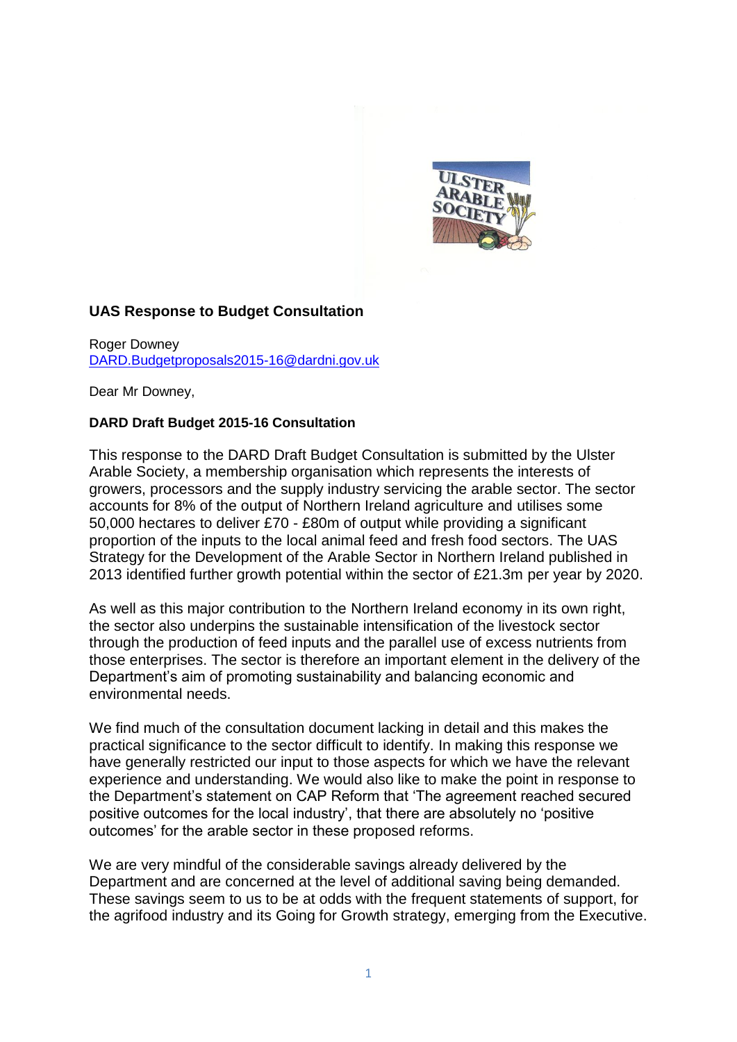**UAS Response to Budget Consultation**

Roger Downey
DARD.Budgetproposals2015-16@dardni.gov.uk

Dear Mr Downey,

**DARD Draft Budget 2015-16 Consultation**

This response to the DARD Draft Budget Consultation is submitted by the Ulster Arable Society, a membership organisation which represents the interests of growers, processors and the supply industry servicing the arable sector. The sector accounts for 8% of the output of Northern Ireland agriculture and utilises some 50,000 hectares to deliver £70 - £80m of output while providing a significant proportion of the inputs to the local animal feed and fresh food sectors. The UAS Strategy for the Development of the Arable Sector in Northern Ireland published in 2013 identified further growth potential within the sector of £21.3m per year by 2020.

As well as this major contribution to the Northern Ireland economy in its own right, the sector also underpins the sustainable intensification of the livestock sector through the production of feed inputs and the parallel use of excess nutrients from those enterprises. The sector is therefore an important element in the delivery of the Department's aim of promoting sustainability and balancing economic and environmental needs.

We find much of the consultation document lacking in detail and this makes the practical significance to the sector difficult to identify. In making this response we have generally restricted our input to those aspects for which we have the relevant experience and understanding. We would also like to make the point in response to the Department's statement on CAP Reform that 'The agreement reached secured positive outcomes for the local industry', that there are absolutely no 'positive outcomes' for the arable sector in these proposed reforms.

We are very mindful of the considerable savings already delivered by the Department and are concerned at the level of additional saving being demanded. These savings seem to us to be at odds with the frequent statements of support, for the agrifood industry and its Going for Growth strategy, emerging from the Executive.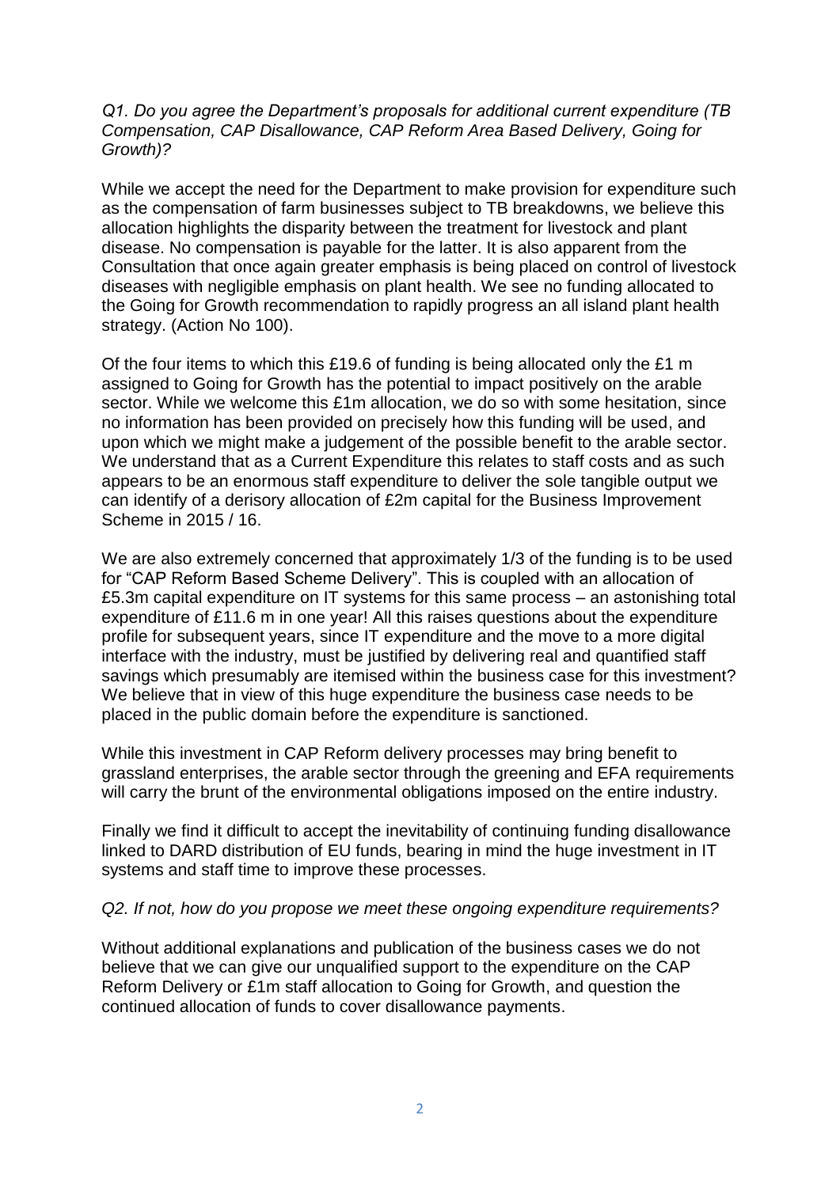*Q1. Do you agree the Department's proposals for additional current expenditure (TB Compensation, CAP Disallowance, CAP Reform Area Based Delivery, Going for Growth)?*

While we accept the need for the Department to make provision for expenditure such as the compensation of farm businesses subject to TB breakdowns, we believe this allocation highlights the disparity between the treatment for livestock and plant disease. No compensation is payable for the latter. It is also apparent from the Consultation that once again greater emphasis is being placed on control of livestock diseases with negligible emphasis on plant health. We see no funding allocated to the Going for Growth recommendation to rapidly progress an all island plant health strategy. (Action No 100).

Of the four items to which this £19.6 of funding is being allocated only the £1 m assigned to Going for Growth has the potential to impact positively on the arable sector. While we welcome this £1m allocation, we do so with some hesitation, since no information has been provided on precisely how this funding will be used, and upon which we might make a judgement of the possible benefit to the arable sector. We understand that as a Current Expenditure this relates to staff costs and as such appears to be an enormous staff expenditure to deliver the sole tangible output we can identify of a derisory allocation of £2m capital for the Business Improvement Scheme in 2015 / 16.

We are also extremely concerned that approximately 1/3 of the funding is to be used for "CAP Reform Based Scheme Delivery". This is coupled with an allocation of £5.3m capital expenditure on IT systems for this same process – an astonishing total expenditure of £11.6 m in one year! All this raises questions about the expenditure profile for subsequent years, since IT expenditure and the move to a more digital interface with the industry, must be justified by delivering real and quantified staff savings which presumably are itemised within the business case for this investment? We believe that in view of this huge expenditure the business case needs to be placed in the public domain before the expenditure is sanctioned.

While this investment in CAP Reform delivery processes may bring benefit to grassland enterprises, the arable sector through the greening and EFA requirements will carry the brunt of the environmental obligations imposed on the entire industry.

Finally we find it difficult to accept the inevitability of continuing funding disallowance linked to DARD distribution of EU funds, bearing in mind the huge investment in IT systems and staff time to improve these processes.

*Q2. If not, how do you propose we meet these ongoing expenditure requirements?*

Without additional explanations and publication of the business cases we do not believe that we can give our unqualified support to the expenditure on the CAP Reform Delivery or £1m staff allocation to Going for Growth, and question the continued allocation of funds to cover disallowance payments.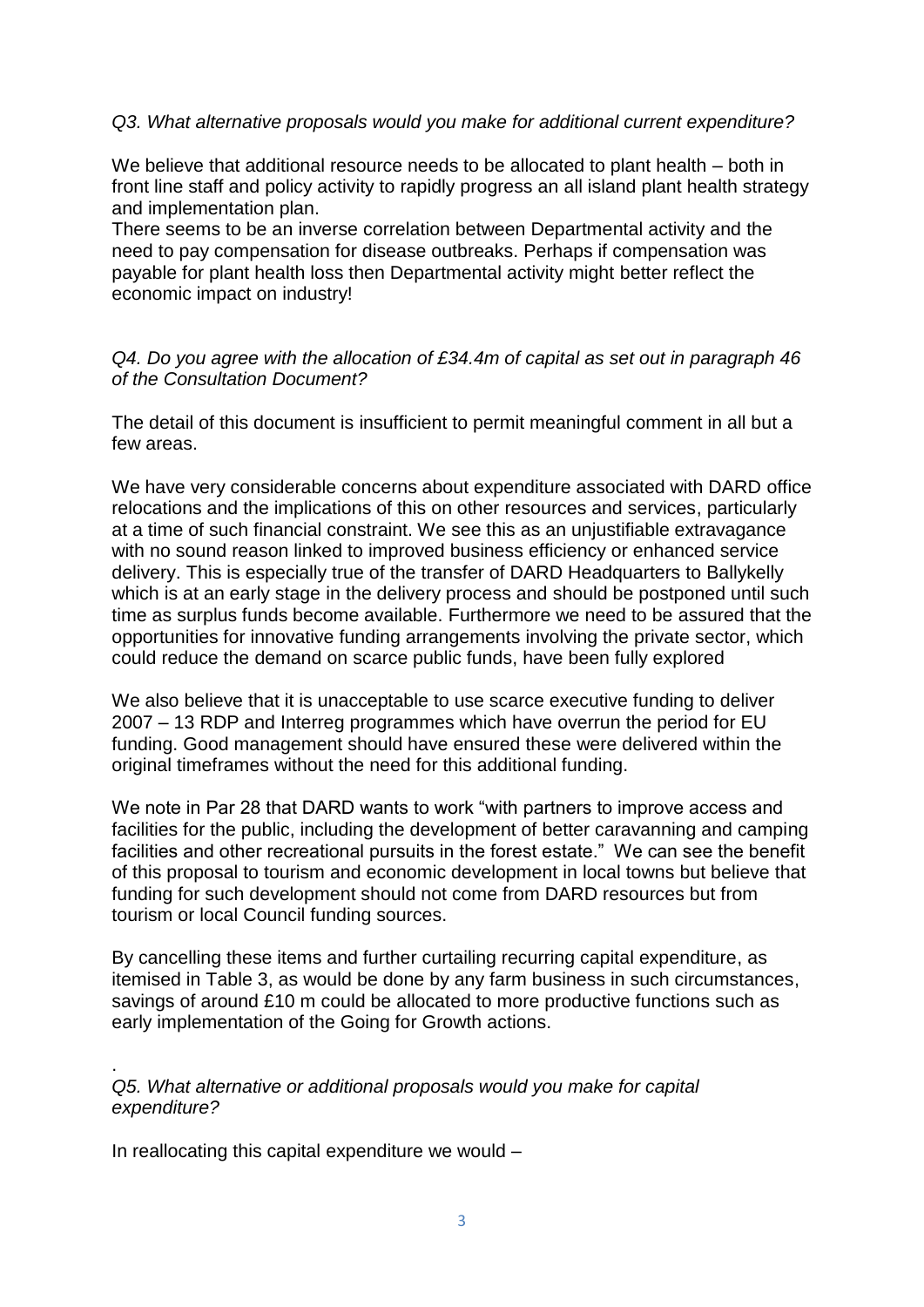*Q3. What alternative proposals would you make for additional current expenditure?*

We believe that additional resource needs to be allocated to plant health – both in front line staff and policy activity to rapidly progress an all island plant health strategy and implementation plan.
There seems to be an inverse correlation between Departmental activity and the need to pay compensation for disease outbreaks. Perhaps if compensation was payable for plant health loss then Departmental activity might better reflect the economic impact on industry!

*Q4. Do you agree with the allocation of £34.4m of capital as set out in paragraph 46 of the Consultation Document?*

The detail of this document is insufficient to permit meaningful comment in all but a few areas.

We have very considerable concerns about expenditure associated with DARD office relocations and the implications of this on other resources and services, particularly at a time of such financial constraint. We see this as an unjustifiable extravagance with no sound reason linked to improved business efficiency or enhanced service delivery. This is especially true of the transfer of DARD Headquarters to Ballykelly which is at an early stage in the delivery process and should be postponed until such time as surplus funds become available. Furthermore we need to be assured that the opportunities for innovative funding arrangements involving the private sector, which could reduce the demand on scarce public funds, have been fully explored

We also believe that it is unacceptable to use scarce executive funding to deliver 2007 – 13 RDP and Interreg programmes which have overrun the period for EU funding. Good management should have ensured these were delivered within the original timeframes without the need for this additional funding.

We note in Par 28 that DARD wants to work "with partners to improve access and facilities for the public, including the development of better caravanning and camping facilities and other recreational pursuits in the forest estate." We can see the benefit of this proposal to tourism and economic development in local towns but believe that funding for such development should not come from DARD resources but from tourism or local Council funding sources.

By cancelling these items and further curtailing recurring capital expenditure, as itemised in Table 3, as would be done by any farm business in such circumstances, savings of around £10 m could be allocated to more productive functions such as early implementation of the Going for Growth actions.

.
*Q5. What alternative or additional proposals would you make for capital expenditure?*

In reallocating this capital expenditure we would –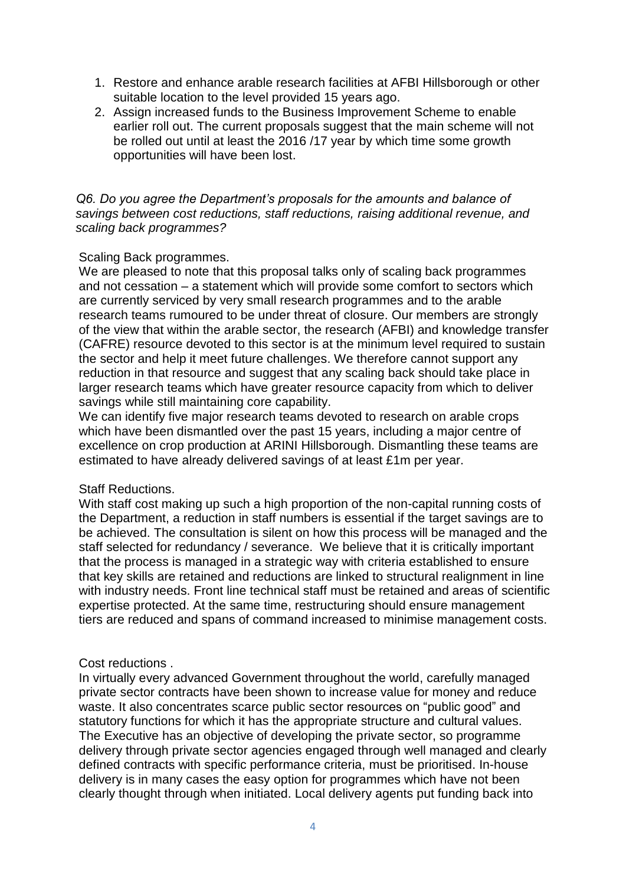1. Restore and enhance arable research facilities at AFBI Hillsborough or other suitable location to the level provided 15 years ago.
2. Assign increased funds to the Business Improvement Scheme to enable earlier roll out. The current proposals suggest that the main scheme will not be rolled out until at least the 2016 /17 year by which time some growth opportunities will have been lost.

*Q6. Do you agree the Department's proposals for the amounts and balance of savings between cost reductions, staff reductions, raising additional revenue, and scaling back programmes?*

Scaling Back programmes.

We are pleased to note that this proposal talks only of scaling back programmes and not cessation – a statement which will provide some comfort to sectors which are currently serviced by very small research programmes and to the arable research teams rumoured to be under threat of closure. Our members are strongly of the view that within the arable sector, the research (AFBI) and knowledge transfer (CAFRE) resource devoted to this sector is at the minimum level required to sustain the sector and help it meet future challenges. We therefore cannot support any reduction in that resource and suggest that any scaling back should take place in larger research teams which have greater resource capacity from which to deliver savings while still maintaining core capability.

We can identify five major research teams devoted to research on arable crops which have been dismantled over the past 15 years, including a major centre of excellence on crop production at ARINI Hillsborough. Dismantling these teams are estimated to have already delivered savings of at least £1m per year.

Staff Reductions.

With staff cost making up such a high proportion of the non-capital running costs of the Department, a reduction in staff numbers is essential if the target savings are to be achieved. The consultation is silent on how this process will be managed and the staff selected for redundancy / severance. We believe that it is critically important that the process is managed in a strategic way with criteria established to ensure that key skills are retained and reductions are linked to structural realignment in line with industry needs. Front line technical staff must be retained and areas of scientific expertise protected. At the same time, restructuring should ensure management tiers are reduced and spans of command increased to minimise management costs.

Cost reductions .

In virtually every advanced Government throughout the world, carefully managed private sector contracts have been shown to increase value for money and reduce waste. It also concentrates scarce public sector resources on "public good" and statutory functions for which it has the appropriate structure and cultural values. The Executive has an objective of developing the private sector, so programme delivery through private sector agencies engaged through well managed and clearly defined contracts with specific performance criteria, must be prioritised. In-house delivery is in many cases the easy option for programmes which have not been clearly thought through when initiated. Local delivery agents put funding back into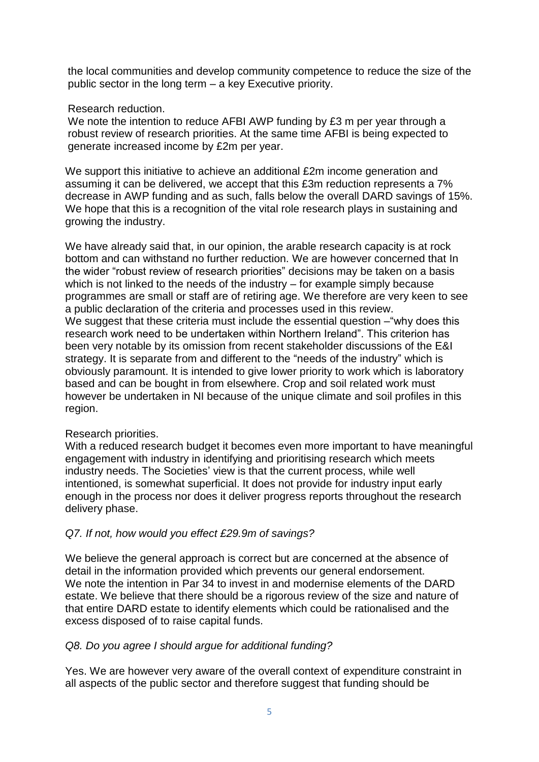the local communities and develop community competence to reduce the size of the public sector in the long term – a key Executive priority.

Research reduction.

We note the intention to reduce AFBI AWP funding by £3 m per year through a robust review of research priorities. At the same time AFBI is being expected to generate increased income by £2m per year.

We support this initiative to achieve an additional £2m income generation and assuming it can be delivered, we accept that this £3m reduction represents a 7% decrease in AWP funding and as such, falls below the overall DARD savings of 15%. We hope that this is a recognition of the vital role research plays in sustaining and growing the industry.

We have already said that, in our opinion, the arable research capacity is at rock bottom and can withstand no further reduction. We are however concerned that In the wider "robust review of research priorities" decisions may be taken on a basis which is not linked to the needs of the industry – for example simply because programmes are small or staff are of retiring age. We therefore are very keen to see a public declaration of the criteria and processes used in this review.

We suggest that these criteria must include the essential question –"why does this research work need to be undertaken within Northern Ireland". This criterion has been very notable by its omission from recent stakeholder discussions of the E&I strategy. It is separate from and different to the "needs of the industry" which is obviously paramount. It is intended to give lower priority to work which is laboratory based and can be bought in from elsewhere. Crop and soil related work must however be undertaken in NI because of the unique climate and soil profiles in this region.

Research priorities.

With a reduced research budget it becomes even more important to have meaningful engagement with industry in identifying and prioritising research which meets industry needs. The Societies' view is that the current process, while well intentioned, is somewhat superficial. It does not provide for industry input early enough in the process nor does it deliver progress reports throughout the research delivery phase.

*Q7. If not, how would you effect £29.9m of savings?*

We believe the general approach is correct but are concerned at the absence of detail in the information provided which prevents our general endorsement.

We note the intention in Par 34 to invest in and modernise elements of the DARD estate. We believe that there should be a rigorous review of the size and nature of that entire DARD estate to identify elements which could be rationalised and the excess disposed of to raise capital funds.

*Q8. Do you agree I should argue for additional funding?*

Yes. We are however very aware of the overall context of expenditure constraint in all aspects of the public sector and therefore suggest that funding should be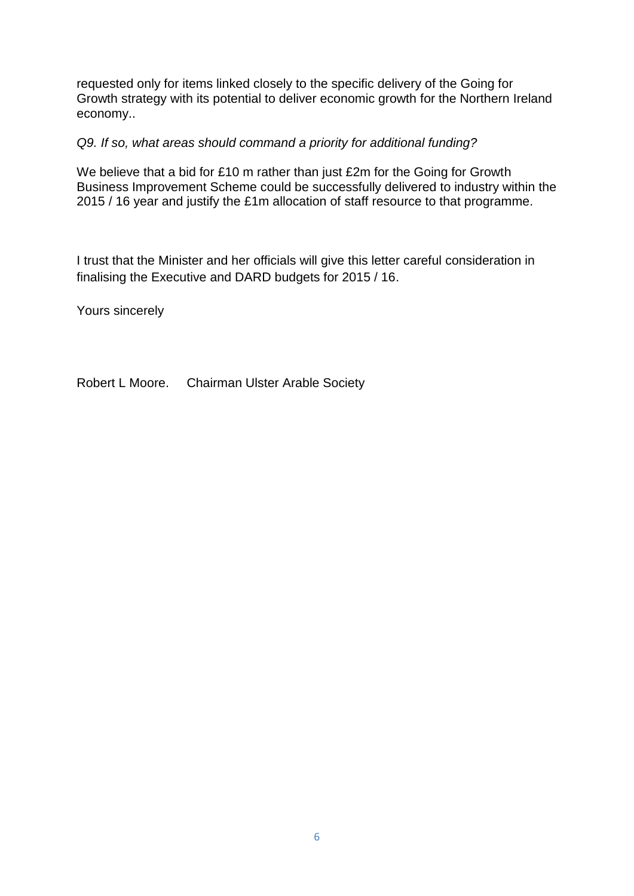requested only for items linked closely to the specific delivery of the Going for Growth strategy with its potential to deliver economic growth for the Northern Ireland economy..

*Q9. If so, what areas should command a priority for additional funding?*

We believe that a bid for £10 m rather than just £2m for the Going for Growth Business Improvement Scheme could be successfully delivered to industry within the 2015 / 16 year and justify the £1m allocation of staff resource to that programme.

I trust that the Minister and her officials will give this letter careful consideration in finalising the Executive and DARD budgets for 2015 / 16.

Yours sincerely

Robert L Moore. Chairman Ulster Arable Society